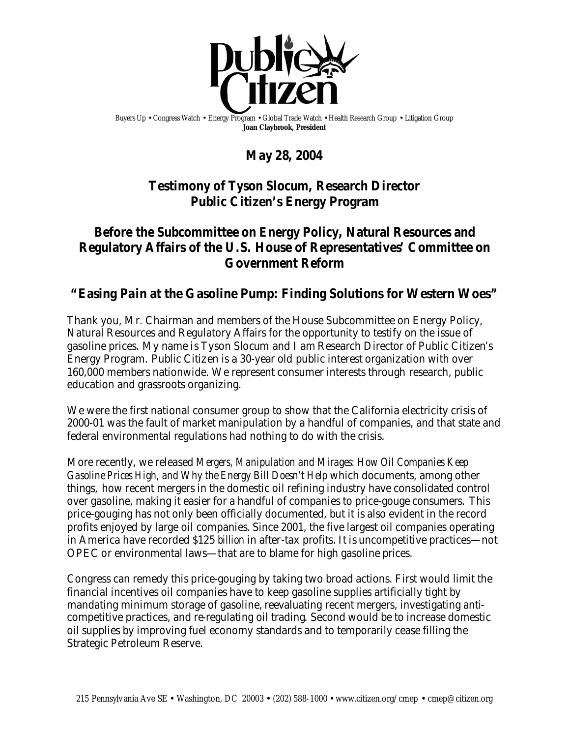Buyers Up • Congress Watch • Energy Program • Global Trade Watch • Health Research Group • Litigation Group
**Joan Claybrook, President**

## May 28, 2004

## Testimony of Tyson Slocum, Research Director
## Public Citizen's Energy Program

## Before the Subcommittee on Energy Policy, Natural Resources and Regulatory Affairs of the U.S. House of Representatives' Committee on Government Reform

## *"Easing Pain at the Gasoline Pump: Finding Solutions for Western Woes"*

Thank you, Mr. Chairman and members of the House Subcommittee on Energy Policy, Natural Resources and Regulatory Affairs for the opportunity to testify on the issue of gasoline prices. My name is Tyson Slocum and I am Research Director of Public Citizen's Energy Program. Public Citizen is a 30-year old public interest organization with over 160,000 members nationwide. We represent consumer interests through research, public education and grassroots organizing.

We were the first national consumer group to show that the California electricity crisis of 2000-01 was the fault of market manipulation by a handful of companies, and that state and federal environmental regulations had nothing to do with the crisis.

More recently, we released *Mergers, Manipulation and Mirages: How Oil Companies Keep Gasoline Prices High, and Why the Energy Bill Doesn't Help* which documents, among other things, how recent mergers in the domestic oil refining industry have consolidated control over gasoline, making it easier for a handful of companies to price-gouge consumers. This price-gouging has not only been officially documented, but it is also evident in the record profits enjoyed by large oil companies. Since 2001, the five largest oil companies operating in America have recorded $125 *billion* in after-tax profits. It is uncompetitive practices—not OPEC or environmental laws—that are to blame for high gasoline prices.

Congress can remedy this price-gouging by taking two broad actions. First would limit the financial incentives oil companies have to keep gasoline supplies artificially tight by mandating minimum storage of gasoline, reevaluating recent mergers, investigating anti-competitive practices, and re-regulating oil trading. Second would be to increase domestic oil supplies by improving fuel economy standards and to temporarily cease filling the Strategic Petroleum Reserve.

215 Pennsylvania Ave SE • Washington, DC 20003 • (202) 588-1000 • www.citizen.org/cmep • cmep@citizen.org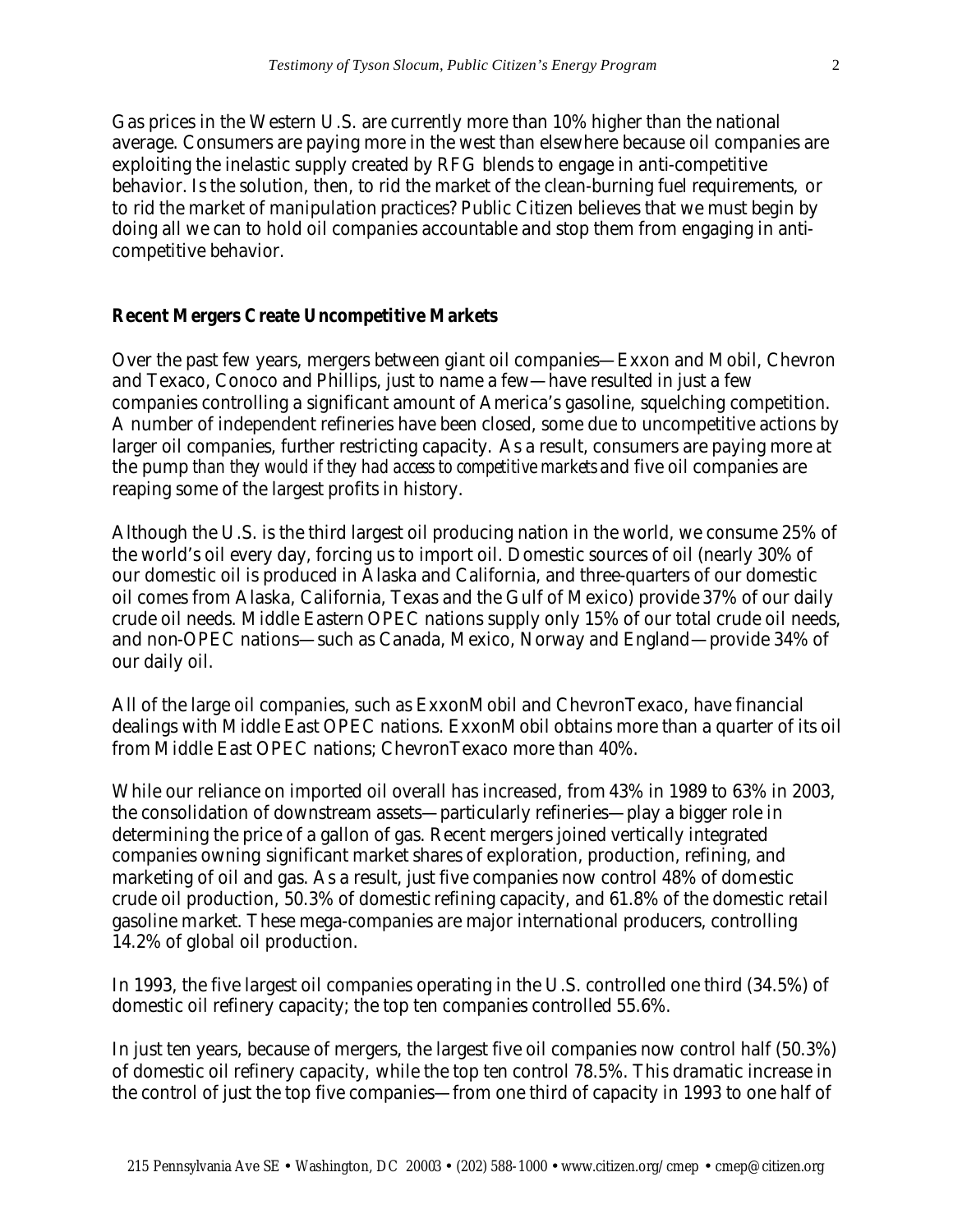Gas prices in the Western U.S. are currently more than 10% higher than the national average. Consumers are paying more in the west than elsewhere because oil companies are exploiting the inelastic supply created by RFG blends to engage in anti-competitive behavior. Is the solution, then, to rid the market of the clean-burning fuel requirements, or to rid the market of manipulation practices? Public Citizen believes that we must begin by doing all we can to hold oil companies accountable and stop them from engaging in anti-competitive behavior.

**Recent Mergers Create Uncompetitive Markets**

Over the past few years, mergers between giant oil companies—Exxon and Mobil, Chevron and Texaco, Conoco and Phillips, just to name a few—have resulted in just a few companies controlling a significant amount of America's gasoline, squelching competition. A number of independent refineries have been closed, some due to uncompetitive actions by larger oil companies, further restricting capacity. As a result, consumers are paying more at the pump *than they would if they had access to competitive markets* and five oil companies are reaping some of the largest profits in history.

Although the U.S. is the third largest oil producing nation in the world, we consume 25% of the world's oil every day, forcing us to import oil. Domestic sources of oil (nearly 30% of our domestic oil is produced in Alaska and California, and three-quarters of our domestic oil comes from Alaska, California, Texas and the Gulf of Mexico) provide 37% of our daily crude oil needs. Middle Eastern OPEC nations supply only 15% of our total crude oil needs, and non-OPEC nations—such as Canada, Mexico, Norway and England—provide 34% of our daily oil.

All of the large oil companies, such as ExxonMobil and ChevronTexaco, have financial dealings with Middle East OPEC nations. ExxonMobil obtains more than a quarter of its oil from Middle East OPEC nations; ChevronTexaco more than 40%.

While our reliance on imported oil overall has increased, from 43% in 1989 to 63% in 2003, the consolidation of downstream assets—particularly refineries—play a bigger role in determining the price of a gallon of gas. Recent mergers joined vertically integrated companies owning significant market shares of exploration, production, refining, and marketing of oil and gas. As a result, just five companies now control 48% of domestic crude oil production, 50.3% of domestic refining capacity, and 61.8% of the domestic retail gasoline market. These mega-companies are major international producers, controlling 14.2% of global oil production.

In 1993, the five largest oil companies operating in the U.S. controlled one third (34.5%) of domestic oil refinery capacity; the top ten companies controlled 55.6%.

In just ten years, because of mergers, the largest five oil companies now control half (50.3%) of domestic oil refinery capacity, while the top ten control 78.5%. This dramatic increase in the control of just the top five companies—from one third of capacity in 1993 to one half of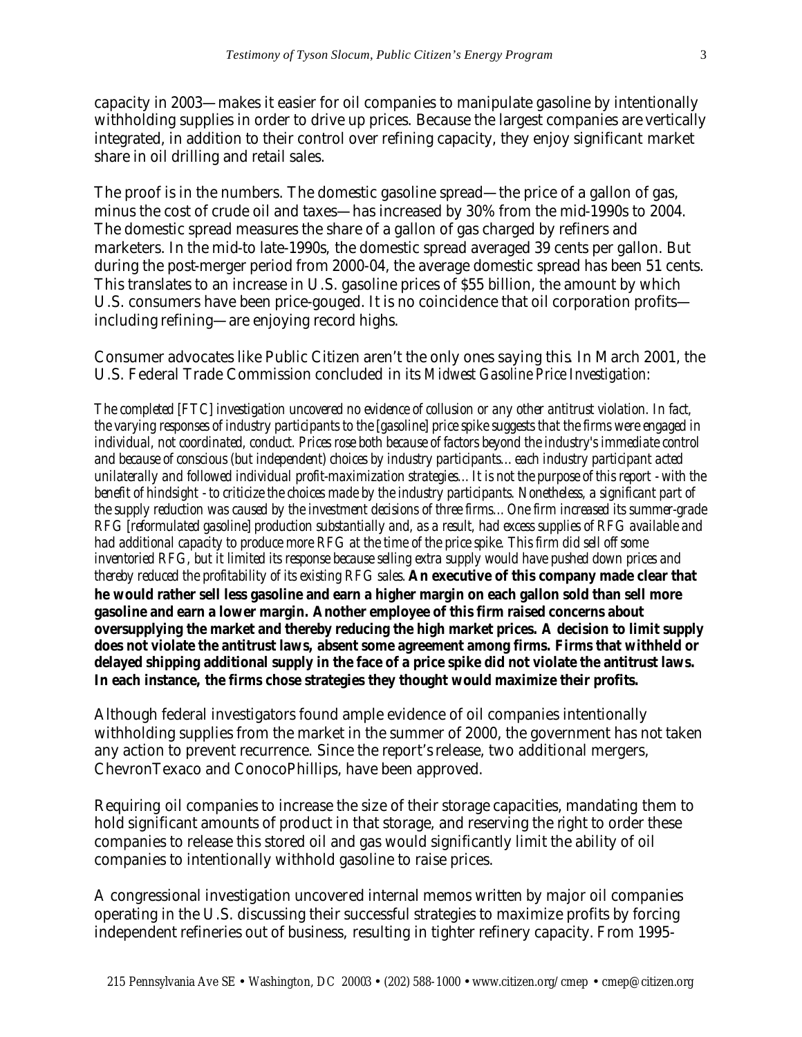capacity in 2003—makes it easier for oil companies to manipulate gasoline by intentionally withholding supplies in order to drive up prices. Because the largest companies are vertically integrated, in addition to their control over refining capacity, they enjoy significant market share in oil drilling and retail sales.

The proof is in the numbers. The domestic gasoline spread—the price of a gallon of gas, minus the cost of crude oil and taxes—has increased by 30% from the mid-1990s to 2004. The domestic spread measures the share of a gallon of gas charged by refiners and marketers. In the mid-to late-1990s, the domestic spread averaged 39 cents per gallon. But during the post-merger period from 2000-04, the average domestic spread has been 51 cents. This translates to an increase in U.S. gasoline prices of $55 billion, the amount by which U.S. consumers have been price-gouged. It is no coincidence that oil corporation profits—including refining—are enjoying record highs.

Consumer advocates like Public Citizen aren't the only ones saying this. In March 2001, the U.S. Federal Trade Commission concluded in its *Midwest Gasoline Price Investigation*:

> *The completed [FTC] investigation uncovered no evidence of collusion or any other antitrust violation. In fact, the varying responses of industry participants to the [gasoline] price spike suggests that the firms were engaged in individual, not coordinated, conduct. Prices rose both because of factors beyond the industry's immediate control and because of conscious (but independent) choices by industry participants…each industry participant acted unilaterally and followed individual profit-maximization strategies…It is not the purpose of this report - with the benefit of hindsight - to criticize the choices made by the industry participants. Nonetheless, a significant part of the supply reduction was caused by the investment decisions of three firms…One firm increased its summer-grade RFG [reformulated gasoline] production substantially and, as a result, had excess supplies of RFG available and had additional capacity to produce more RFG at the time of the price spike. This firm did sell off some inventoried RFG, but it limited its response because selling extra supply would have pushed down prices and thereby reduced the profitability of its existing RFG sales.* **An executive of this company made clear that he would rather sell less gasoline and earn a higher margin on each gallon sold than sell more gasoline and earn a lower margin. Another employee of this firm raised concerns about oversupplying the market and thereby reducing the high market prices. A decision to limit supply does not violate the antitrust laws, absent some agreement among firms. Firms that withheld or delayed shipping additional supply in the face of a price spike did not violate the antitrust laws. In each instance, the firms chose strategies they thought would maximize their profits.**

Although federal investigators found ample evidence of oil companies intentionally withholding supplies from the market in the summer of 2000, the government has not taken any action to prevent recurrence. Since the report's release, two additional mergers, ChevronTexaco and ConocoPhillips, have been approved.

Requiring oil companies to increase the size of their storage capacities, mandating them to hold significant amounts of product in that storage, and reserving the right to order these companies to release this stored oil and gas would significantly limit the ability of oil companies to intentionally withhold gasoline to raise prices.

A congressional investigation uncovered internal memos written by major oil companies operating in the U.S. discussing their successful strategies to maximize profits by forcing independent refineries out of business, resulting in tighter refinery capacity. From 1995-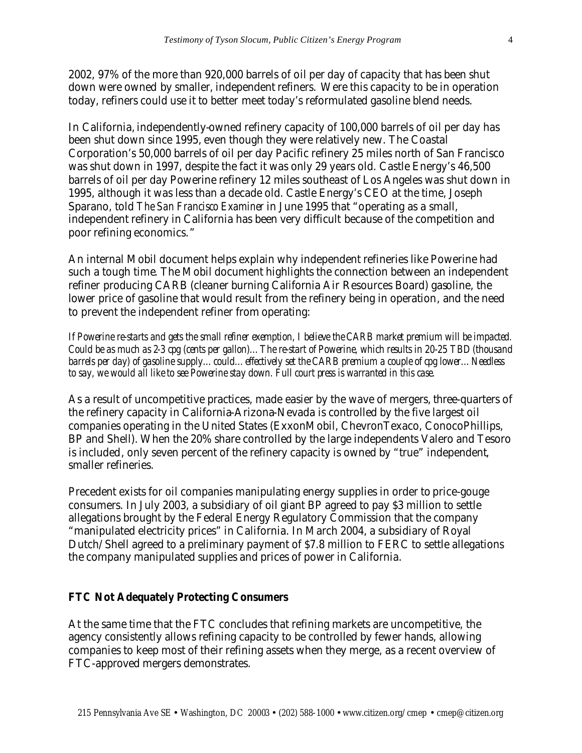2002, 97% of the more than 920,000 barrels of oil per day of capacity that has been shut down were owned by smaller, independent refiners. Were this capacity to be in operation today, refiners could use it to better meet today's reformulated gasoline blend needs.

In California, independently-owned refinery capacity of 100,000 barrels of oil per day has been shut down since 1995, even though they were relatively new. The Coastal Corporation's 50,000 barrels of oil per day Pacific refinery 25 miles north of San Francisco was shut down in 1997, despite the fact it was only 29 years old. Castle Energy's 46,500 barrels of oil per day Powerine refinery 12 miles southeast of Los Angeles was shut down in 1995, although it was less than a decade old. Castle Energy's CEO at the time, Joseph Sparano, told *The San Francisco Examiner* in June 1995 that "operating as a small, independent refinery in California has been very difficult because of the competition and poor refining economics."

An internal Mobil document helps explain why independent refineries like Powerine had such a tough time. The Mobil document highlights the connection between an independent refiner producing CARB (cleaner burning California Air Resources Board) gasoline, the lower price of gasoline that would result from the refinery being in operation, and the need to prevent the independent refiner from operating:

> *If Powerine re-starts and gets the small refiner exemption, I believe the CARB market premium will be impacted. Could be as much as 2-3 cpg (cents per gallon)…The re-start of Powerine, which results in 20-25 TBD (thousand barrels per day) of gasoline supply…could…effectively set the CARB premium a couple of cpg lower…Needless to say, we would all like to see Powerine stay down. Full court press is warranted in this case.*

As a result of uncompetitive practices, made easier by the wave of mergers, three-quarters of the refinery capacity in California-Arizona-Nevada is controlled by the five largest oil companies operating in the United States (ExxonMobil, ChevronTexaco, ConocoPhillips, BP and Shell). When the 20% share controlled by the large independents Valero and Tesoro is included, only seven percent of the refinery capacity is owned by "true" independent, smaller refineries.

Precedent exists for oil companies manipulating energy supplies in order to price-gouge consumers. In July 2003, a subsidiary of oil giant BP agreed to pay \$3 million to settle allegations brought by the Federal Energy Regulatory Commission that the company "manipulated electricity prices" in California. In March 2004, a subsidiary of Royal Dutch/Shell agreed to a preliminary payment of \$7.8 million to FERC to settle allegations the company manipulated supplies and prices of power in California.

**FTC Not Adequately Protecting Consumers**

At the same time that the FTC concludes that refining markets are uncompetitive, the agency consistently allows refining capacity to be controlled by fewer hands, allowing companies to keep most of their refining assets when they merge, as a recent overview of FTC-approved mergers demonstrates.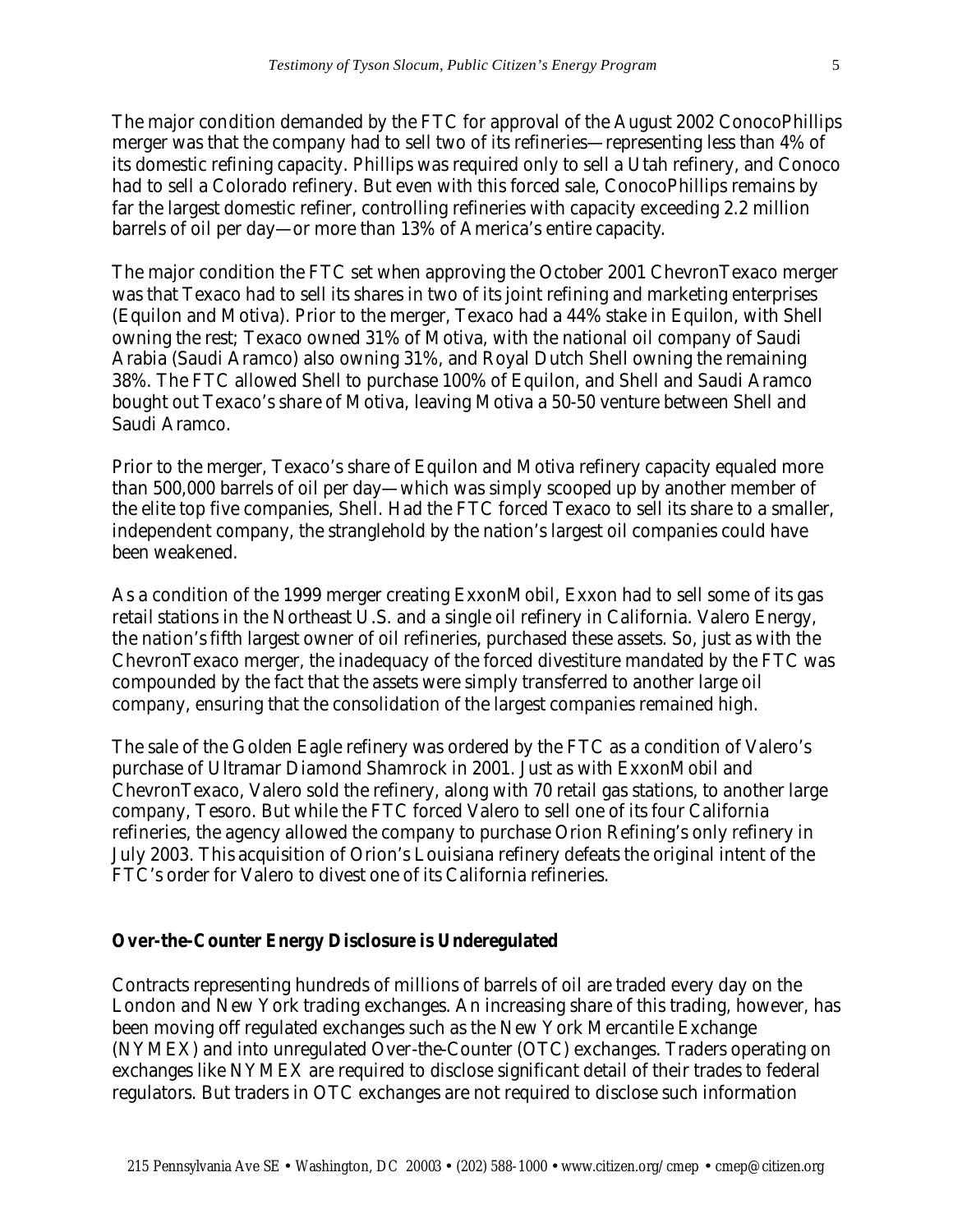The major condition demanded by the FTC for approval of the August 2002 ConocoPhillips merger was that the company had to sell two of its refineries—representing less than 4% of its domestic refining capacity. Phillips was required only to sell a Utah refinery, and Conoco had to sell a Colorado refinery. But even with this forced sale, ConocoPhillips remains by far the largest domestic refiner, controlling refineries with capacity exceeding 2.2 million barrels of oil per day—or more than 13% of America's entire capacity.

The major condition the FTC set when approving the October 2001 ChevronTexaco merger was that Texaco had to sell its shares in two of its joint refining and marketing enterprises (Equilon and Motiva). Prior to the merger, Texaco had a 44% stake in Equilon, with Shell owning the rest; Texaco owned 31% of Motiva, with the national oil company of Saudi Arabia (Saudi Aramco) also owning 31%, and Royal Dutch Shell owning the remaining 38%. The FTC allowed Shell to purchase 100% of Equilon, and Shell and Saudi Aramco bought out Texaco's share of Motiva, leaving Motiva a 50-50 venture between Shell and Saudi Aramco.

Prior to the merger, Texaco's share of Equilon and Motiva refinery capacity equaled more than 500,000 barrels of oil per day—which was simply scooped up by another member of the elite top five companies, Shell. Had the FTC forced Texaco to sell its share to a smaller, independent company, the stranglehold by the nation's largest oil companies could have been weakened.

As a condition of the 1999 merger creating ExxonMobil, Exxon had to sell some of its gas retail stations in the Northeast U.S. and a single oil refinery in California. Valero Energy, the nation's fifth largest owner of oil refineries, purchased these assets. So, just as with the ChevronTexaco merger, the inadequacy of the forced divestiture mandated by the FTC was compounded by the fact that the assets were simply transferred to another large oil company, ensuring that the consolidation of the largest companies remained high.

The sale of the Golden Eagle refinery was ordered by the FTC as a condition of Valero's purchase of Ultramar Diamond Shamrock in 2001. Just as with ExxonMobil and ChevronTexaco, Valero sold the refinery, along with 70 retail gas stations, to another large company, Tesoro. But while the FTC forced Valero to sell one of its four California refineries, the agency allowed the company to purchase Orion Refining's only refinery in July 2003. This acquisition of Orion's Louisiana refinery defeats the original intent of the FTC's order for Valero to divest one of its California refineries.

**Over-the-Counter Energy Disclosure is Underegulated**

Contracts representing hundreds of millions of barrels of oil are traded every day on the London and New York trading exchanges. An increasing share of this trading, however, has been moving off regulated exchanges such as the New York Mercantile Exchange (NYMEX) and into unregulated Over-the-Counter (OTC) exchanges. Traders operating on exchanges like NYMEX are required to disclose significant detail of their trades to federal regulators. But traders in OTC exchanges are not required to disclose such information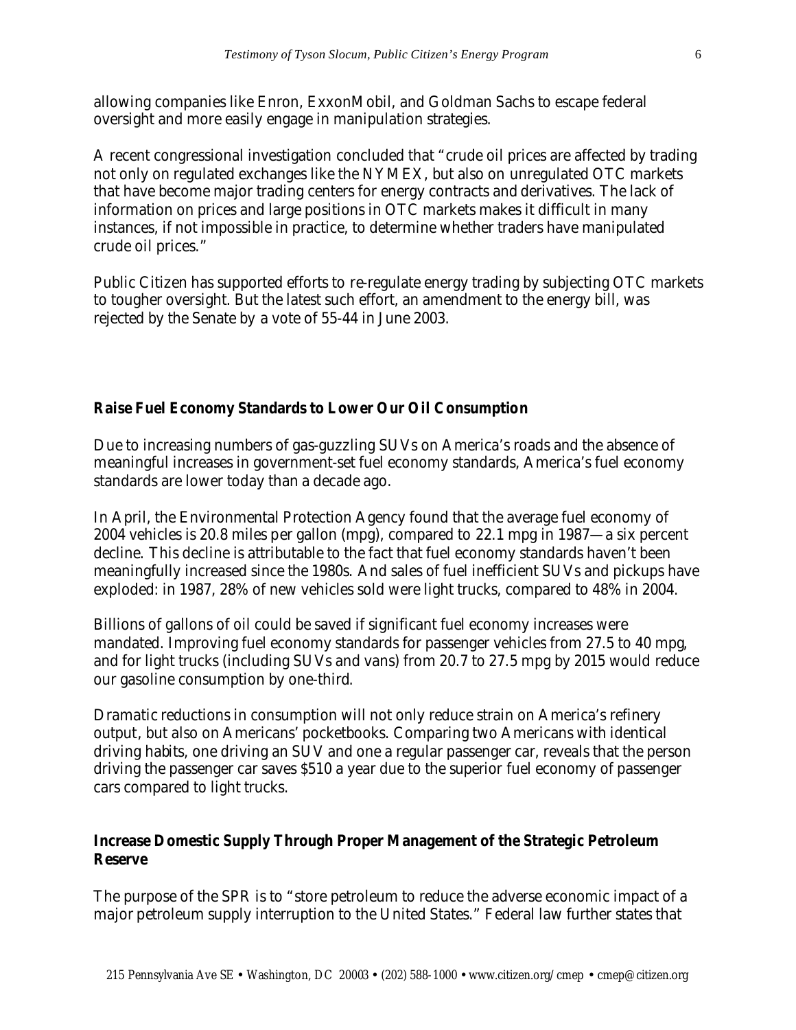allowing companies like Enron, ExxonMobil, and Goldman Sachs to escape federal oversight and more easily engage in manipulation strategies.

A recent congressional investigation concluded that "crude oil prices are affected by trading not only on regulated exchanges like the NYMEX, but also on unregulated OTC markets that have become major trading centers for energy contracts and derivatives. The lack of information on prices and large positions in OTC markets makes it difficult in many instances, if not impossible in practice, to determine whether traders have manipulated crude oil prices."

Public Citizen has supported efforts to re-regulate energy trading by subjecting OTC markets to tougher oversight. But the latest such effort, an amendment to the energy bill, was rejected by the Senate by a vote of 55-44 in June 2003.

**Raise Fuel Economy Standards to Lower Our Oil Consumption**

Due to increasing numbers of gas-guzzling SUVs on America's roads and the absence of meaningful increases in government-set fuel economy standards, America's fuel economy standards are lower today than a decade ago.

In April, the Environmental Protection Agency found that the average fuel economy of 2004 vehicles is 20.8 miles per gallon (mpg), compared to 22.1 mpg in 1987—a six percent decline. This decline is attributable to the fact that fuel economy standards haven't been meaningfully increased since the 1980s. And sales of fuel inefficient SUVs and pickups have exploded: in 1987, 28% of new vehicles sold were light trucks, compared to 48% in 2004.

Billions of gallons of oil could be saved if significant fuel economy increases were mandated. Improving fuel economy standards for passenger vehicles from 27.5 to 40 mpg, and for light trucks (including SUVs and vans) from 20.7 to 27.5 mpg by 2015 would reduce our gasoline consumption by one-third.

Dramatic reductions in consumption will not only reduce strain on America's refinery output, but also on Americans' pocketbooks. Comparing two Americans with identical driving habits, one driving an SUV and one a regular passenger car, reveals that the person driving the passenger car saves $510 a year due to the superior fuel economy of passenger cars compared to light trucks.

**Increase Domestic Supply Through Proper Management of the Strategic Petroleum Reserve**

The purpose of the SPR is to "store petroleum to reduce the adverse economic impact of a major petroleum supply interruption to the United States." Federal law further states that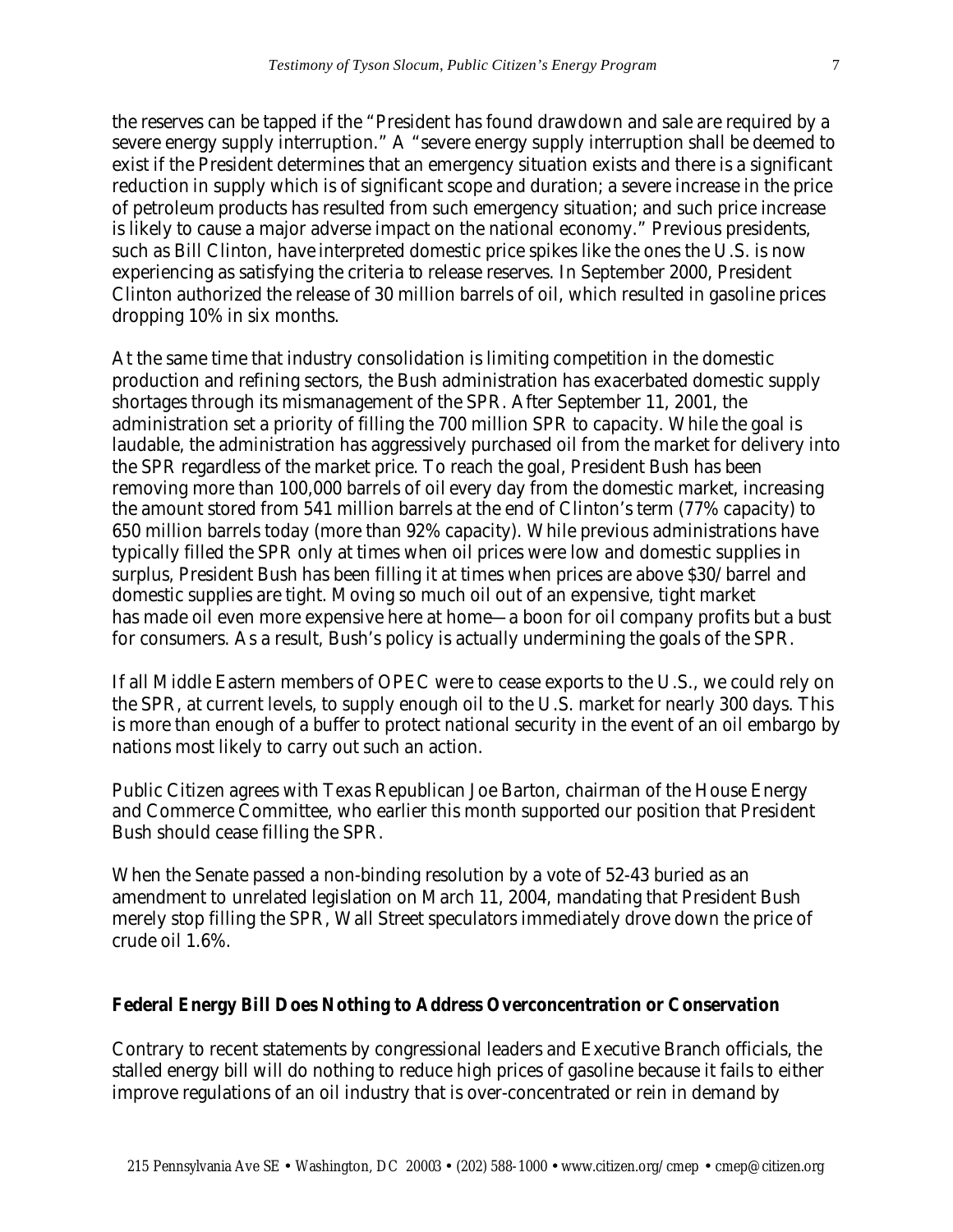the reserves can be tapped if the "President has found drawdown and sale are required by a severe energy supply interruption." A "severe energy supply interruption shall be deemed to exist if the President determines that an emergency situation exists and there is a significant reduction in supply which is of significant scope and duration; a severe increase in the price of petroleum products has resulted from such emergency situation; and such price increase is likely to cause a major adverse impact on the national economy." Previous presidents, such as Bill Clinton, have interpreted domestic price spikes like the ones the U.S. is now experiencing as satisfying the criteria to release reserves. In September 2000, President Clinton authorized the release of 30 million barrels of oil, which resulted in gasoline prices dropping 10% in six months.

At the same time that industry consolidation is limiting competition in the domestic production and refining sectors, the Bush administration has exacerbated domestic supply shortages through its mismanagement of the SPR. After September 11, 2001, the administration set a priority of filling the 700 million SPR to capacity. While the goal is laudable, the administration has aggressively purchased oil from the market for delivery into the SPR regardless of the market price. To reach the goal, President Bush has been removing more than 100,000 barrels of oil every day from the domestic market, increasing the amount stored from 541 million barrels at the end of Clinton's term (77% capacity) to 650 million barrels today (more than 92% capacity). While previous administrations have typically filled the SPR only at times when oil prices were low and domestic supplies in surplus, President Bush has been filling it at times when prices are above $30/barrel and domestic supplies are tight. Moving so much oil out of an expensive, tight market has made oil even more expensive here at home—a boon for oil company profits but a bust for consumers. As a result, Bush's policy is actually undermining the goals of the SPR.

If all Middle Eastern members of OPEC were to cease exports to the U.S., we could rely on the SPR, at current levels, to supply enough oil to the U.S. market for nearly 300 days. This is more than enough of a buffer to protect national security in the event of an oil embargo by nations most likely to carry out such an action.

Public Citizen agrees with Texas Republican Joe Barton, chairman of the House Energy and Commerce Committee, who earlier this month supported our position that President Bush should cease filling the SPR.

When the Senate passed a non-binding resolution by a vote of 52-43 buried as an amendment to unrelated legislation on March 11, 2004, mandating that President Bush merely stop filling the SPR, Wall Street speculators immediately drove down the price of crude oil 1.6%.

### Federal Energy Bill Does Nothing to Address Overconcentration or Conservation

Contrary to recent statements by congressional leaders and Executive Branch officials, the stalled energy bill will do nothing to reduce high prices of gasoline because it fails to either improve regulations of an oil industry that is over-concentrated or rein in demand by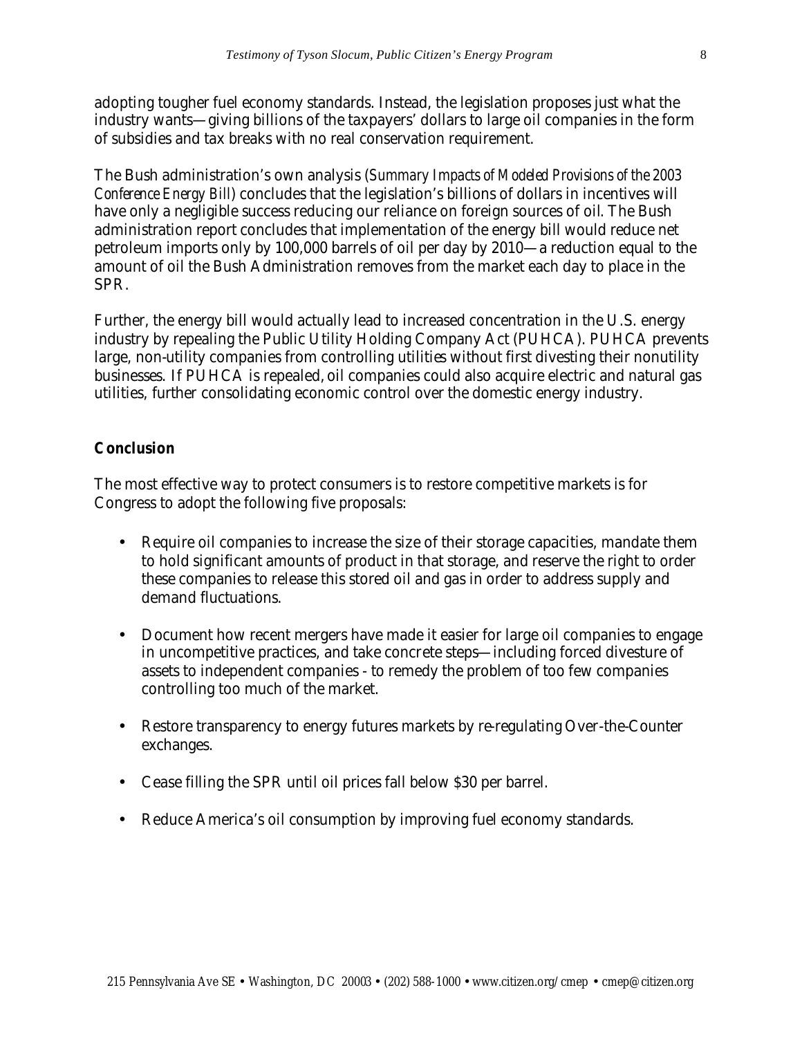adopting tougher fuel economy standards. Instead, the legislation proposes just what the industry wants—giving billions of the taxpayers' dollars to large oil companies in the form of subsidies and tax breaks with no real conservation requirement.

The Bush administration's own analysis (*Summary Impacts of Modeled Provisions of the 2003 Conference Energy Bill*) concludes that the legislation's billions of dollars in incentives will have only a negligible success reducing our reliance on foreign sources of oil. The Bush administration report concludes that implementation of the energy bill would reduce net petroleum imports only by 100,000 barrels of oil per day by 2010—a reduction equal to the amount of oil the Bush Administration removes from the market each day to place in the SPR.

Further, the energy bill would actually lead to increased concentration in the U.S. energy industry by repealing the Public Utility Holding Company Act (PUHCA). PUHCA prevents large, non-utility companies from controlling utilities without first divesting their nonutility businesses. If PUHCA is repealed, oil companies could also acquire electric and natural gas utilities, further consolidating economic control over the domestic energy industry.

**Conclusion**

The most effective way to protect consumers is to restore competitive markets is for Congress to adopt the following five proposals:

- Require oil companies to increase the size of their storage capacities, mandate them to hold significant amounts of product in that storage, and reserve the right to order these companies to release this stored oil and gas in order to address supply and demand fluctuations.
- Document how recent mergers have made it easier for large oil companies to engage in uncompetitive practices, and take concrete steps—including forced divesture of assets to independent companies - to remedy the problem of too few companies controlling too much of the market.
- Restore transparency to energy futures markets by re-regulating Over-the-Counter exchanges.
- Cease filling the SPR until oil prices fall below $30 per barrel.
- Reduce America's oil consumption by improving fuel economy standards.